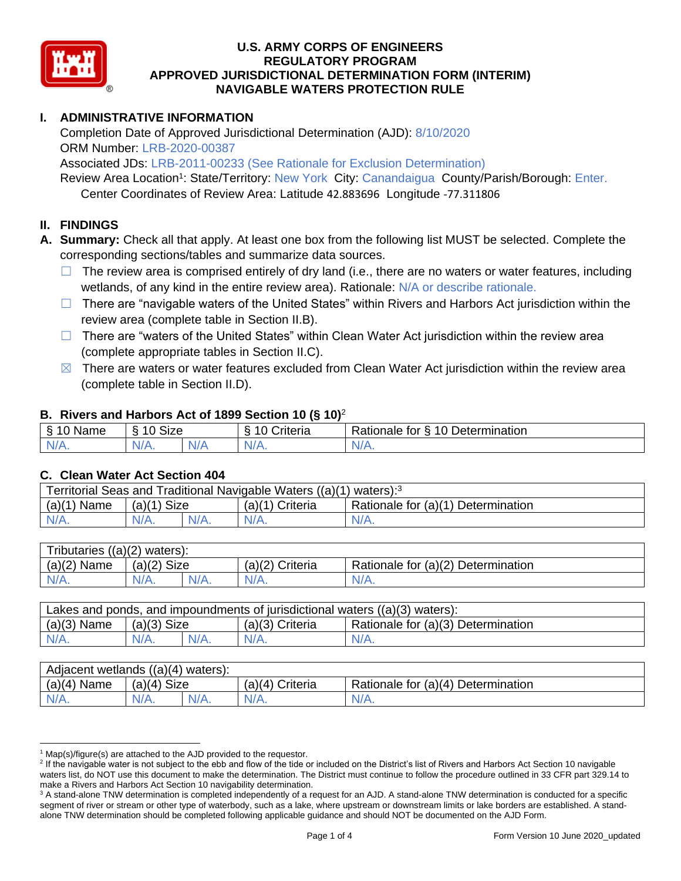# U.S. ARMY CORPS OF ENGINEERS
# REGULATORY PROGRAM
# APPROVED JURISDICTIONAL DETERMINATION FORM (INTERIM)
# NAVIGABLE WATERS PROTECTION RULE

## I. ADMINISTRATIVE INFORMATION

Completion Date of Approved Jurisdictional Determination (AJD): 8/10/2020
ORM Number: LRB-2020-00387
Associated JDs: LRB-2011-00233 (See Rationale for Exclusion Determination)
Review Area Location[1]: State/Territory: New York City: Canandaigua County/Parish/Borough: Enter.
Center Coordinates of Review Area: Latitude 42.883696 Longitude -77.311806

## II. FINDINGS

**A. Summary:** Check all that apply. At least one box from the following list MUST be selected. Complete the corresponding sections/tables and summarize data sources.

- ☐ The review area is comprised entirely of dry land (i.e., there are no waters or water features, including wetlands, of any kind in the entire review area). Rationale: N/A or describe rationale.
- ☐ There are "navigable waters of the United States" within Rivers and Harbors Act jurisdiction within the review area (complete table in Section II.B).
- ☐ There are "waters of the United States" within Clean Water Act jurisdiction within the review area (complete appropriate tables in Section II.C).
- ☒ There are waters or water features excluded from Clean Water Act jurisdiction within the review area (complete table in Section II.D).

### B. Rivers and Harbors Act of 1899 Section 10 (§ 10)[2]

| § 10 Name | § 10 Size | | § 10 Criteria | Rationale for § 10 Determination |
|---|---|---|---|---|
| N/A. | N/A. | N/A | N/A. | N/A. |

### C. Clean Water Act Section 404

| Territorial Seas and Traditional Navigable Waters ((a)(1) waters):[3] | | | | |
|---|---|---|---|---|
| (a)(1) Name | (a)(1) Size | | (a)(1) Criteria | Rationale for (a)(1) Determination |
| N/A. | N/A. | N/A. | N/A. | N/A. |

| Tributaries ((a)(2) waters): | | | | |
|---|---|---|---|---|
| (a)(2) Name | (a)(2) Size | | (a)(2) Criteria | Rationale for (a)(2) Determination |
| N/A. | N/A. | N/A. | N/A. | N/A. |

| Lakes and ponds, and impoundments of jurisdictional waters ((a)(3) waters): | | | | |
|---|---|---|---|---|
| (a)(3) Name | (a)(3) Size | | (a)(3) Criteria | Rationale for (a)(3) Determination |
| N/A. | N/A. | N/A. | N/A. | N/A. |

| Adjacent wetlands ((a)(4) waters): | | | | |
|---|---|---|---|---|
| (a)(4) Name | (a)(4) Size | | (a)(4) Criteria | Rationale for (a)(4) Determination |
| N/A. | N/A. | N/A. | N/A. | N/A. |

---

[1] Map(s)/figure(s) are attached to the AJD provided to the requestor.

[2] If the navigable water is not subject to the ebb and flow of the tide or included on the District's list of Rivers and Harbors Act Section 10 navigable waters list, do NOT use this document to make the determination. The District must continue to follow the procedure outlined in 33 CFR part 329.14 to make a Rivers and Harbors Act Section 10 navigability determination.

[3] A stand-alone TNW determination is completed independently of a request for an AJD. A stand-alone TNW determination is conducted for a specific segment of river or stream or other type of waterbody, such as a lake, where upstream or downstream limits or lake borders are established. A stand-alone TNW determination should be completed following applicable guidance and should NOT be documented on the AJD Form.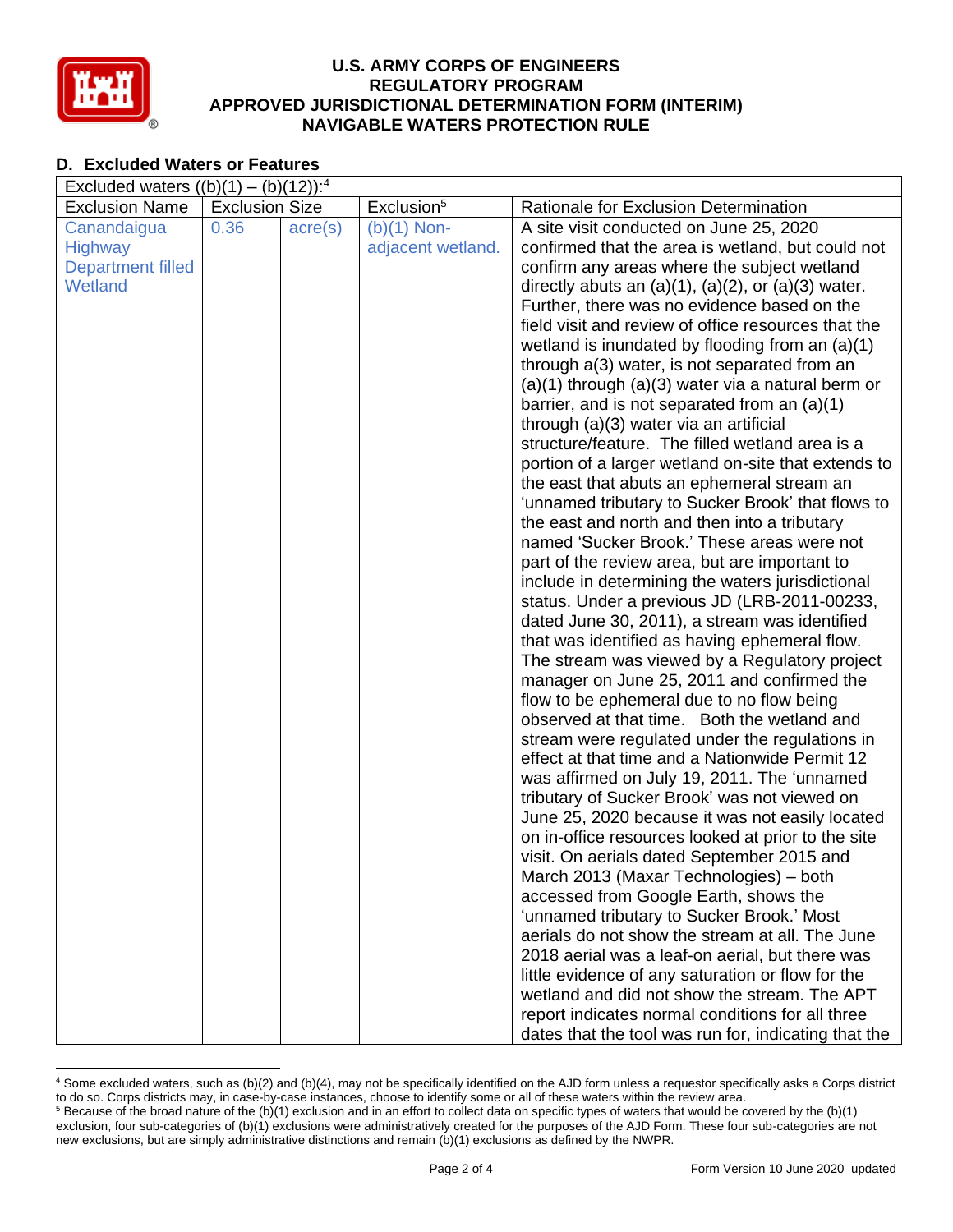## D. Excluded Waters or Features

| Excluded waters ((b)(1) – (b)(12)):[4] | | | | |
|---|---|---|---|---|
| Exclusion Name | Exclusion Size | | Exclusion[5] | Rationale for Exclusion Determination |
| Canandaigua Highway Department filled Wetland | 0.36 | acre(s) | (b)(1) Non-adjacent wetland. | A site visit conducted on June 25, 2020 confirmed that the area is wetland, but could not confirm any areas where the subject wetland directly abuts an (a)(1), (a)(2), or (a)(3) water. Further, there was no evidence based on the field visit and review of office resources that the wetland is inundated by flooding from an (a)(1) through a(3) water, is not separated from an (a)(1) through (a)(3) water via a natural berm or barrier, and is not separated from an (a)(1) through (a)(3) water via an artificial structure/feature. The filled wetland area is a portion of a larger wetland on-site that extends to the east that abuts an ephemeral stream an 'unnamed tributary to Sucker Brook' that flows to the east and north and then into a tributary named 'Sucker Brook.' These areas were not part of the review area, but are important to include in determining the waters jurisdictional status. Under a previous JD (LRB-2011-00233, dated June 30, 2011), a stream was identified that was identified as having ephemeral flow. The stream was viewed by a Regulatory project manager on June 25, 2011 and confirmed the flow to be ephemeral due to no flow being observed at that time. Both the wetland and stream were regulated under the regulations in effect at that time and a Nationwide Permit 12 was affirmed on July 19, 2011. The 'unnamed tributary of Sucker Brook' was not viewed on June 25, 2020 because it was not easily located on in-office resources looked at prior to the site visit. On aerials dated September 2015 and March 2013 (Maxar Technologies) – both accessed from Google Earth, shows the 'unnamed tributary to Sucker Brook.' Most aerials do not show the stream at all. The June 2018 aerial was a leaf-on aerial, but there was little evidence of any saturation or flow for the wetland and did not show the stream. The APT report indicates normal conditions for all three dates that the tool was run for, indicating that the |

[4] Some excluded waters, such as (b)(2) and (b)(4), may not be specifically identified on the AJD form unless a requestor specifically asks a Corps district to do so. Corps districts may, in case-by-case instances, choose to identify some or all of these waters within the review area.

[5] Because of the broad nature of the (b)(1) exclusion and in an effort to collect data on specific types of waters that would be covered by the (b)(1) exclusion, four sub-categories of (b)(1) exclusions were administratively created for the purposes of the AJD Form. These four sub-categories are not new exclusions, but are simply administrative distinctions and remain (b)(1) exclusions as defined by the NWPR.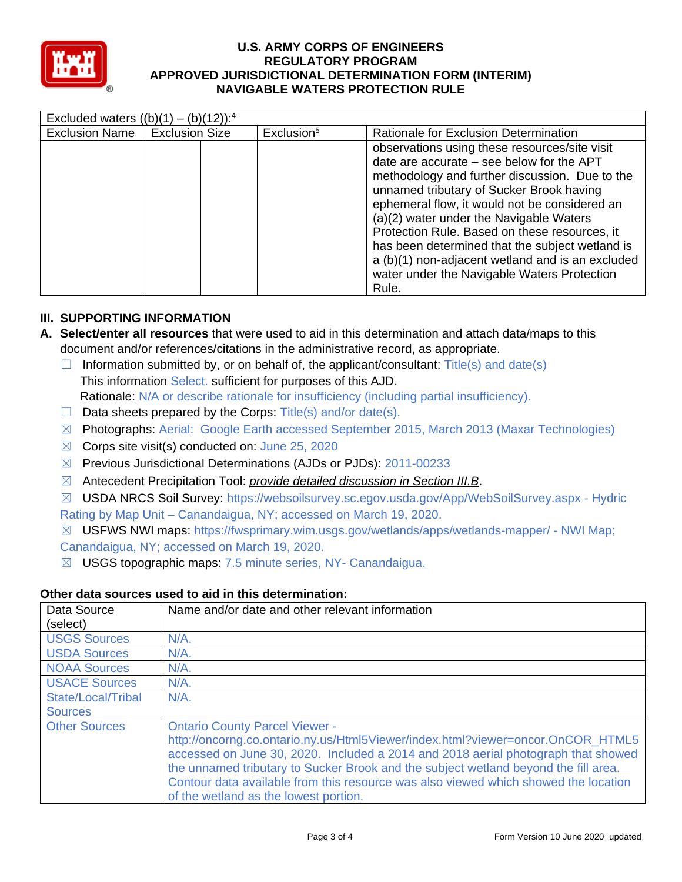| Excluded waters ((b)(1) – (b)(12)):[4] | | | | |
|---|---|---|---|---|
| Exclusion Name | Exclusion Size | | Exclusion[5] | Rationale for Exclusion Determination |
| | | | | observations using these resources/site visit date are accurate – see below for the APT methodology and further discussion. Due to the unnamed tributary of Sucker Brook having ephemeral flow, it would not be considered an (a)(2) water under the Navigable Waters Protection Rule. Based on these resources, it has been determined that the subject wetland is a (b)(1) non-adjacent wetland and is an excluded water under the Navigable Waters Protection Rule. |

## III. SUPPORTING INFORMATION

**A. Select/enter all resources** that were used to aid in this determination and attach data/maps to this document and/or references/citations in the administrative record, as appropriate.

☐ Information submitted by, or on behalf of, the applicant/consultant: Title(s) and date(s)
This information Select. sufficient for purposes of this AJD.
Rationale: N/A or describe rationale for insufficiency (including partial insufficiency).

☐ Data sheets prepared by the Corps: Title(s) and/or date(s).

☒ Photographs: Aerial: Google Earth accessed September 2015, March 2013 (Maxar Technologies)

☒ Corps site visit(s) conducted on: June 25, 2020

☒ Previous Jurisdictional Determinations (AJDs or PJDs): 2011-00233

☒ Antecedent Precipitation Tool: *provide detailed discussion in Section III.B*.

☒ USDA NRCS Soil Survey: https://websoilsurvey.sc.egov.usda.gov/App/WebSoilSurvey.aspx - Hydric Rating by Map Unit – Canandaigua, NY; accessed on March 19, 2020.

☒ USFWS NWI maps: https://fwsprimary.wim.usgs.gov/wetlands/apps/wetlands-mapper/ - NWI Map; Canandaigua, NY; accessed on March 19, 2020.

☒ USGS topographic maps: 7.5 minute series, NY- Canandaigua.

**Other data sources used to aid in this determination:**

| Data Source (select) | Name and/or date and other relevant information |
|---|---|
| USGS Sources | N/A. |
| USDA Sources | N/A. |
| NOAA Sources | N/A. |
| USACE Sources | N/A. |
| State/Local/Tribal Sources | N/A. |
| Other Sources | Ontario County Parcel Viewer - http://oncorng.co.ontario.ny.us/Html5Viewer/index.html?viewer=oncor.OnCOR_HTML5 accessed on June 30, 2020. Included a 2014 and 2018 aerial photograph that showed the unnamed tributary to Sucker Brook and the subject wetland beyond the fill area. Contour data available from this resource was also viewed which showed the location of the wetland as the lowest portion. |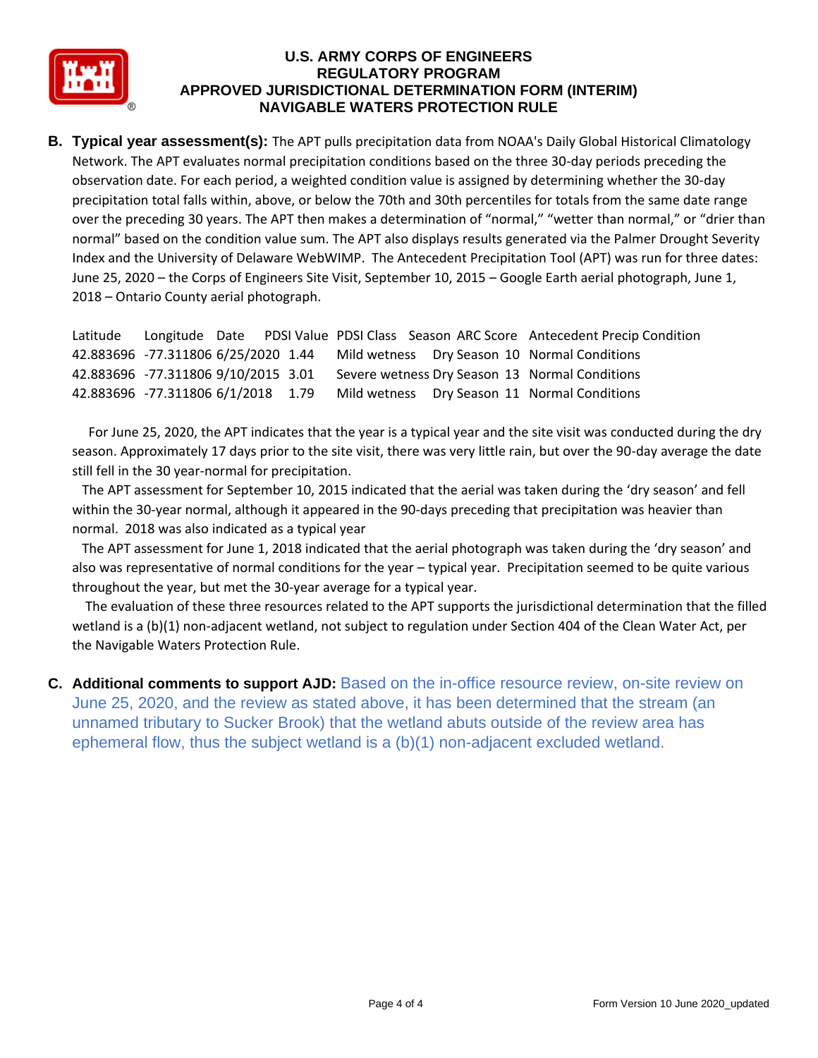**B. Typical year assessment(s):** The APT pulls precipitation data from NOAA's Daily Global Historical Climatology Network. The APT evaluates normal precipitation conditions based on the three 30-day periods preceding the observation date. For each period, a weighted condition value is assigned by determining whether the 30-day precipitation total falls within, above, or below the 70th and 30th percentiles for totals from the same date range over the preceding 30 years. The APT then makes a determination of "normal," "wetter than normal," or "drier than normal" based on the condition value sum. The APT also displays results generated via the Palmer Drought Severity Index and the University of Delaware WebWIMP. The Antecedent Precipitation Tool (APT) was run for three dates: June 25, 2020 – the Corps of Engineers Site Visit, September 10, 2015 – Google Earth aerial photograph, June 1, 2018 – Ontario County aerial photograph.

| Latitude | Longitude | Date | PDSI Value | PDSI Class | Season | ARC Score | Antecedent Precip Condition |
|---|---|---|---|---|---|---|---|
| 42.883696 | -77.311806 | 6/25/2020 | 1.44 | Mild wetness | Dry Season | 10 | Normal Conditions |
| 42.883696 | -77.311806 | 9/10/2015 | 3.01 | Severe wetness | Dry Season | 13 | Normal Conditions |
| 42.883696 | -77.311806 | 6/1/2018 | 1.79 | Mild wetness | Dry Season | 11 | Normal Conditions |

For June 25, 2020, the APT indicates that the year is a typical year and the site visit was conducted during the dry season. Approximately 17 days prior to the site visit, there was very little rain, but over the 90-day average the date still fell in the 30 year-normal for precipitation.

The APT assessment for September 10, 2015 indicated that the aerial was taken during the 'dry season' and fell within the 30-year normal, although it appeared in the 90-days preceding that precipitation was heavier than normal. 2018 was also indicated as a typical year

The APT assessment for June 1, 2018 indicated that the aerial photograph was taken during the 'dry season' and also was representative of normal conditions for the year – typical year. Precipitation seemed to be quite various throughout the year, but met the 30-year average for a typical year.

The evaluation of these three resources related to the APT supports the jurisdictional determination that the filled wetland is a (b)(1) non-adjacent wetland, not subject to regulation under Section 404 of the Clean Water Act, per the Navigable Waters Protection Rule.

**C. Additional comments to support AJD:** Based on the in-office resource review, on-site review on June 25, 2020, and the review as stated above, it has been determined that the stream (an unnamed tributary to Sucker Brook) that the wetland abuts outside of the review area has ephemeral flow, thus the subject wetland is a (b)(1) non-adjacent excluded wetland.